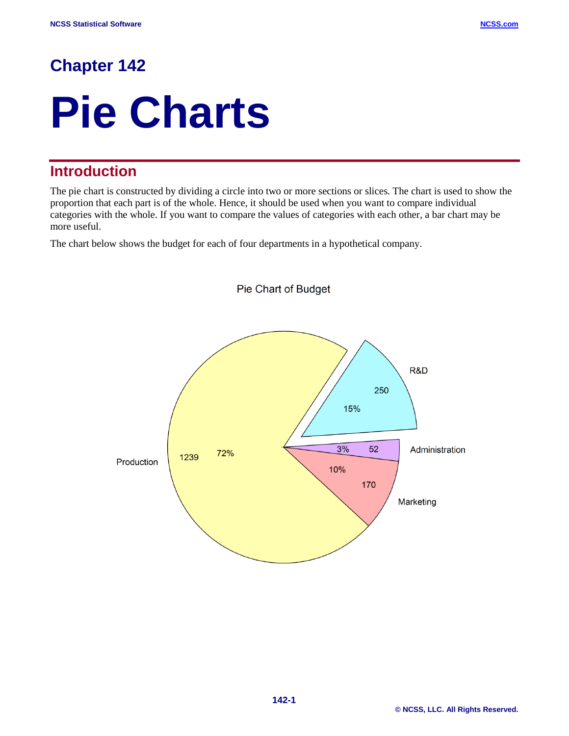# Chapter 142

# Pie Charts

## Introduction

The pie chart is constructed by dividing a circle into two or more sections or slices. The chart is used to show the proportion that each part is of the whole. Hence, it should be used when you want to compare individual categories with the whole. If you want to compare the values of categories with each other, a bar chart may be more useful.

The chart below shows the budget for each of four departments in a hypothetical company.

Pie Chart of Budget

R&D 250 15%

Administration 52 3%

Marketing 170 10%

Production 1239 72%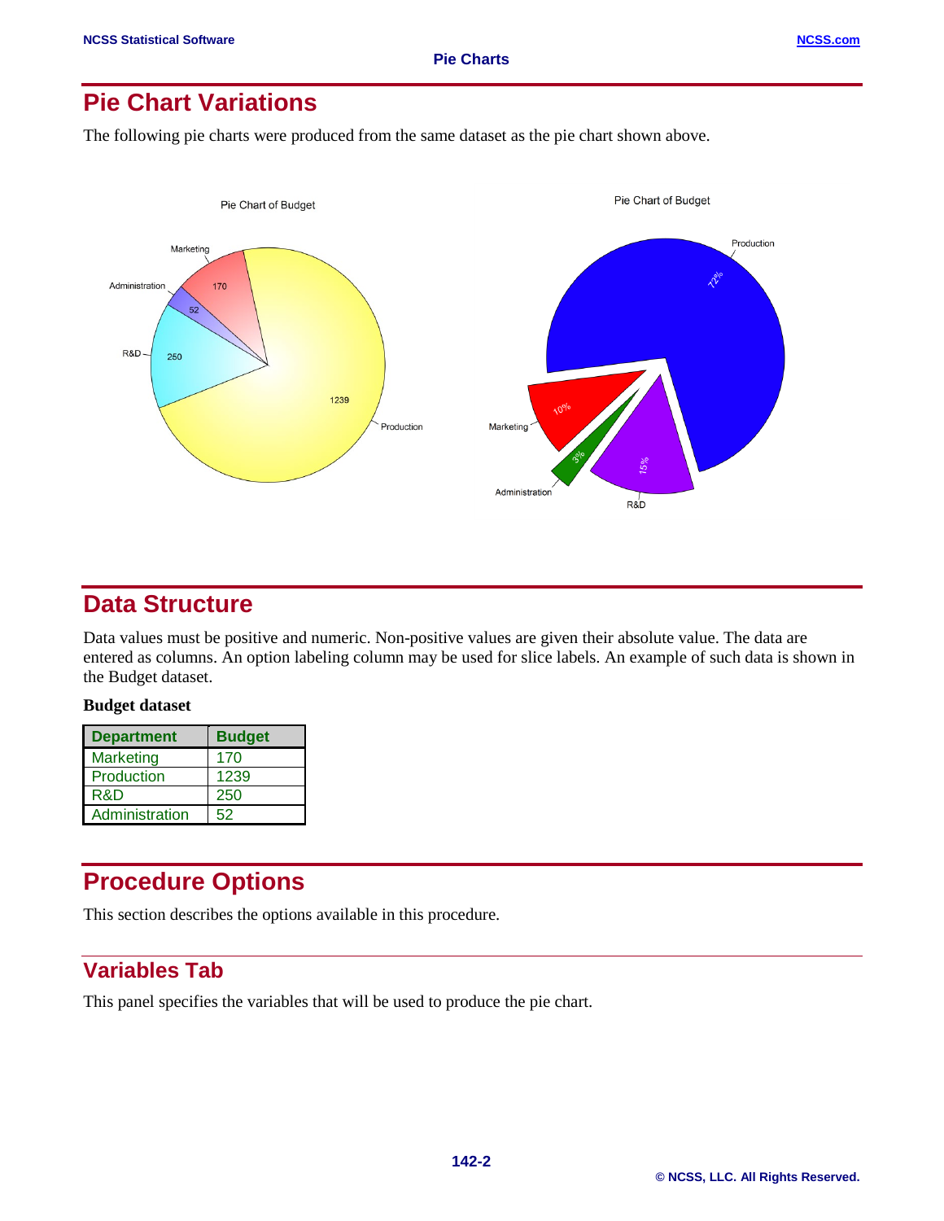## Pie Chart Variations

The following pie charts were produced from the same dataset as the pie chart shown above.

## Data Structure

Data values must be positive and numeric. Non-positive values are given their absolute value. The data are entered as columns. An option labeling column may be used for slice labels. An example of such data is shown in the Budget dataset.

**Budget dataset**

| Department | Budget |
|---|---|
| Marketing | 170 |
| Production | 1239 |
| R&D | 250 |
| Administration | 52 |

## Procedure Options

This section describes the options available in this procedure.

### Variables Tab

This panel specifies the variables that will be used to produce the pie chart.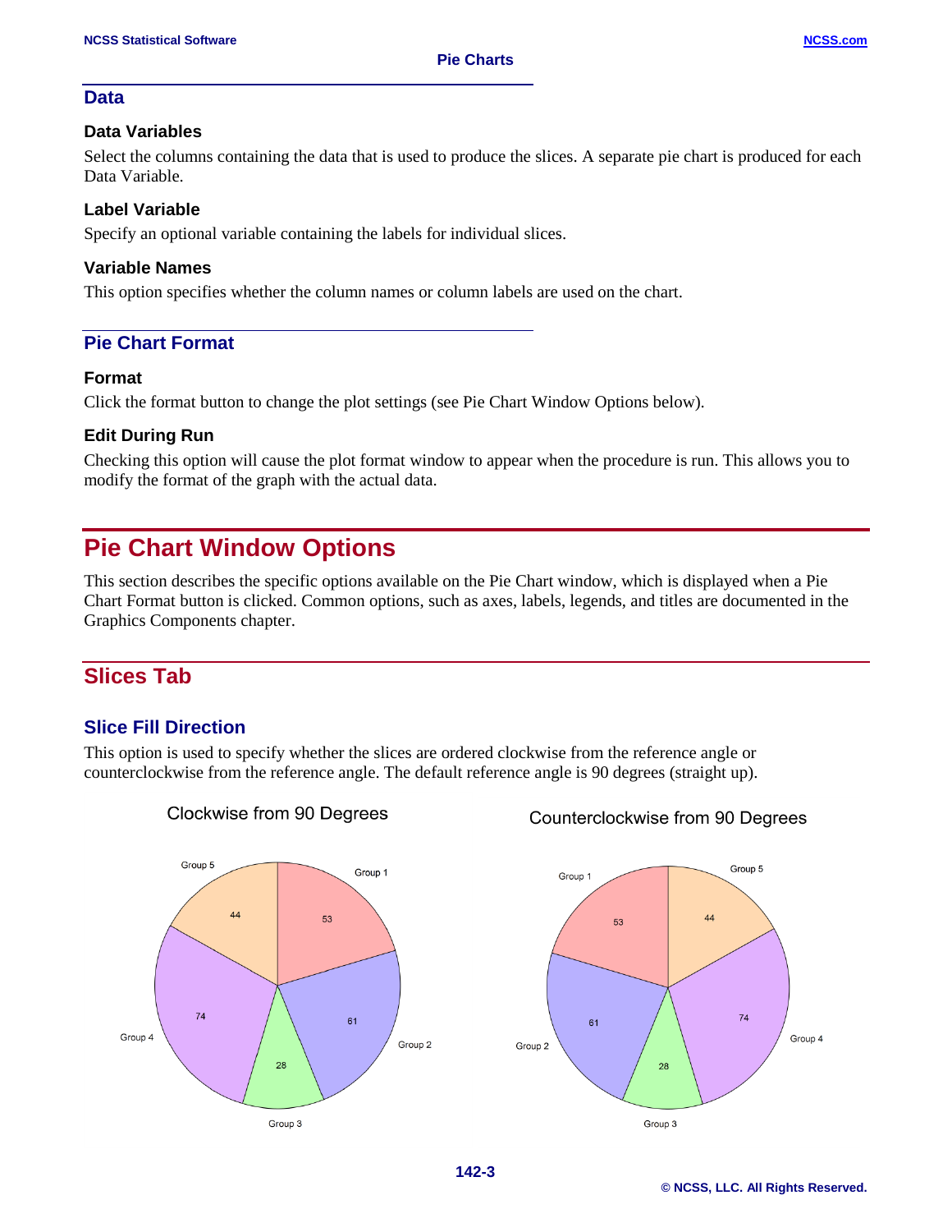## Data

### Data Variables

Select the columns containing the data that is used to produce the slices. A separate pie chart is produced for each Data Variable.

### Label Variable

Specify an optional variable containing the labels for individual slices.

### Variable Names

This option specifies whether the column names or column labels are used on the chart.

## Pie Chart Format

### Format

Click the format button to change the plot settings (see Pie Chart Window Options below).

### Edit During Run

Checking this option will cause the plot format window to appear when the procedure is run. This allows you to modify the format of the graph with the actual data.

# Pie Chart Window Options

This section describes the specific options available on the Pie Chart window, which is displayed when a Pie Chart Format button is clicked. Common options, such as axes, labels, legends, and titles are documented in the Graphics Components chapter.

## Slices Tab

### Slice Fill Direction

This option is used to specify whether the slices are ordered clockwise from the reference angle or counterclockwise from the reference angle. The default reference angle is 90 degrees (straight up).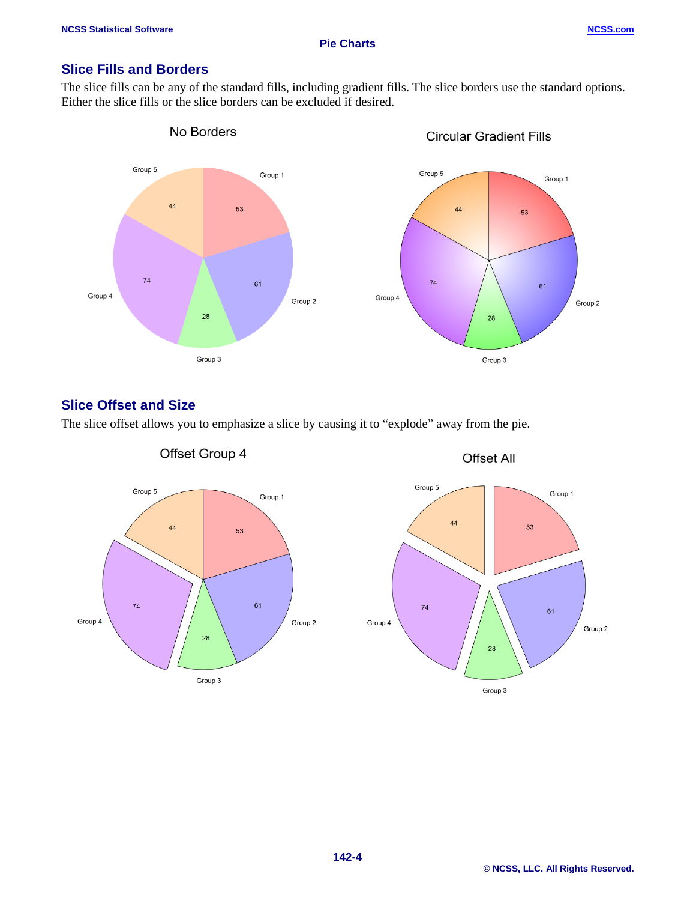## Slice Fills and Borders

The slice fills can be any of the standard fills, including gradient fills. The slice borders use the standard options. Either the slice fills or the slice borders can be excluded if desired.

## Slice Offset and Size

The slice offset allows you to emphasize a slice by causing it to “explode” away from the pie.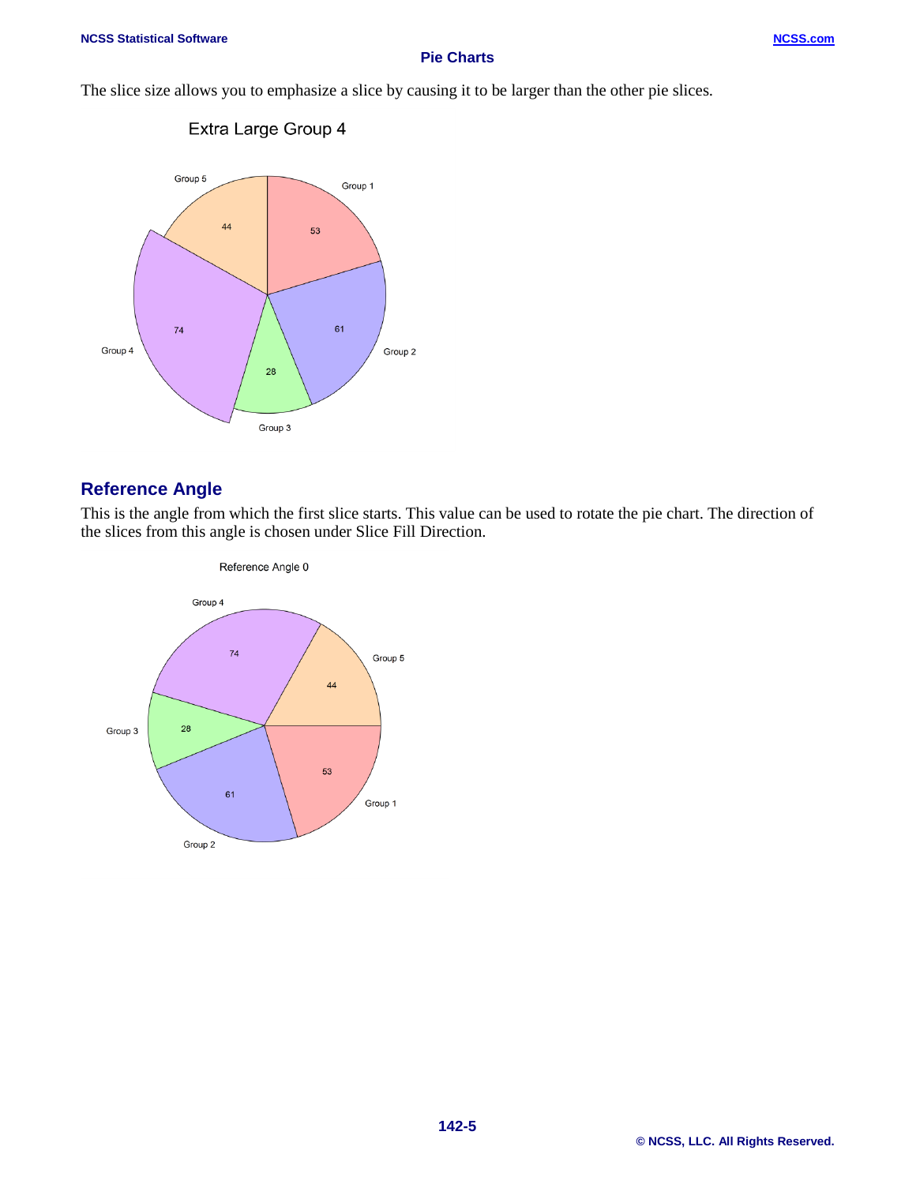The slice size allows you to emphasize a slice by causing it to be larger than the other pie slices.

## Reference Angle

This is the angle from which the first slice starts. This value can be used to rotate the pie chart. The direction of the slices from this angle is chosen under Slice Fill Direction.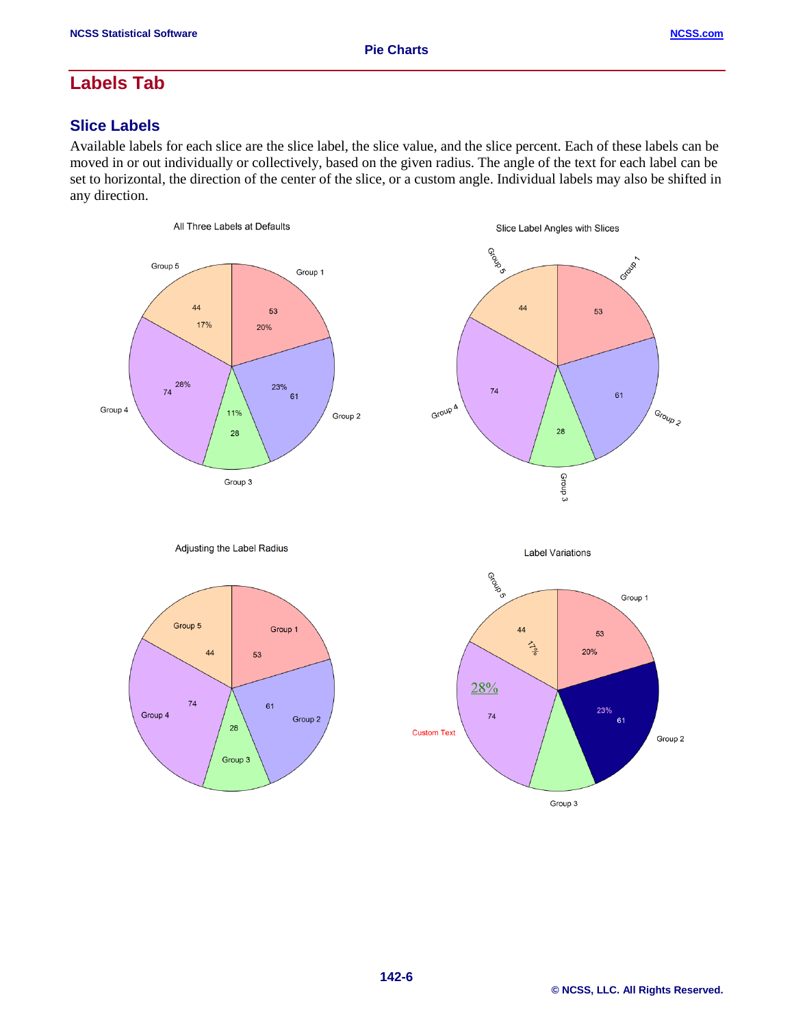## Labels Tab

### Slice Labels

Available labels for each slice are the slice label, the slice value, and the slice percent. Each of these labels can be moved in or out individually or collectively, based on the given radius. The angle of the text for each label can be set to horizontal, the direction of the center of the slice, or a custom angle. Individual labels may also be shifted in any direction.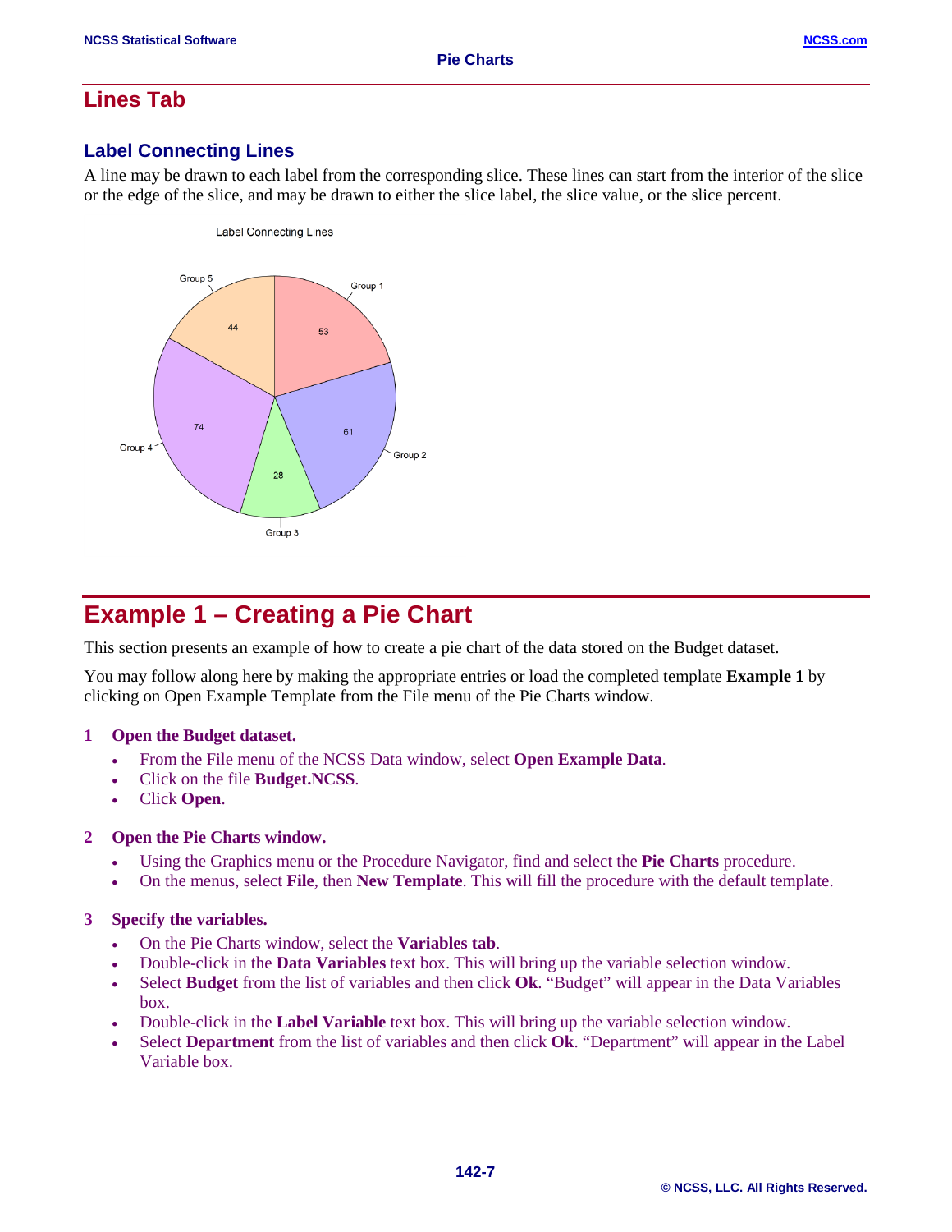## Lines Tab

### Label Connecting Lines

A line may be drawn to each label from the corresponding slice. These lines can start from the interior of the slice or the edge of the slice, and may be drawn to either the slice label, the slice value, or the slice percent.

# Example 1 – Creating a Pie Chart

This section presents an example of how to create a pie chart of the data stored on the Budget dataset.

You may follow along here by making the appropriate entries or load the completed template **Example 1** by clicking on Open Example Template from the File menu of the Pie Charts window.

**1 Open the Budget dataset.**

- From the File menu of the NCSS Data window, select **Open Example Data**.
- Click on the file **Budget.NCSS**.
- Click **Open**.

**2 Open the Pie Charts window.**

- Using the Graphics menu or the Procedure Navigator, find and select the **Pie Charts** procedure.
- On the menus, select **File**, then **New Template**. This will fill the procedure with the default template.

**3 Specify the variables.**

- On the Pie Charts window, select the **Variables tab**.
- Double-click in the **Data Variables** text box. This will bring up the variable selection window.
- Select **Budget** from the list of variables and then click **Ok**. “Budget” will appear in the Data Variables box.
- Double-click in the **Label Variable** text box. This will bring up the variable selection window.
- Select **Department** from the list of variables and then click **Ok**. “Department” will appear in the Label Variable box.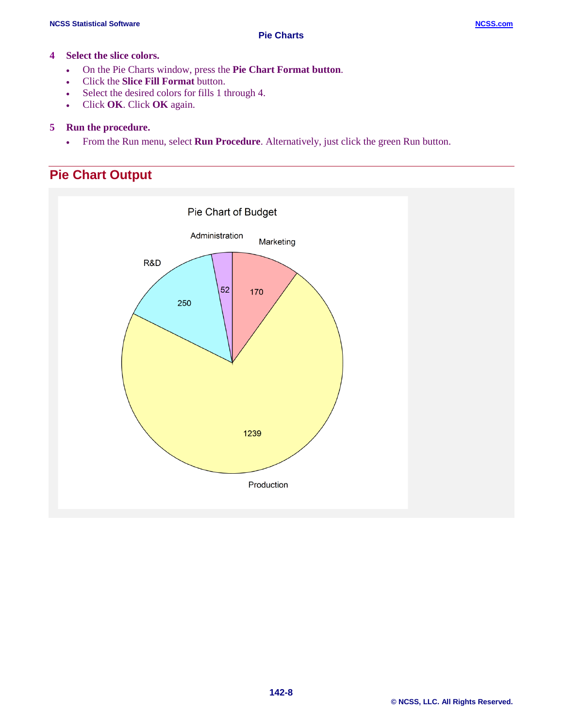**4 Select the slice colors.**

- On the Pie Charts window, press the **Pie Chart Format button**.
- Click the **Slice Fill Format** button.
- Select the desired colors for fills 1 through 4.
- Click **OK**. Click **OK** again.

**5 Run the procedure.**

- From the Run menu, select **Run Procedure**. Alternatively, just click the green Run button.

## Pie Chart Output

Pie Chart of Budget

Administration

Marketing

R&D

52

170

250

1239

Production